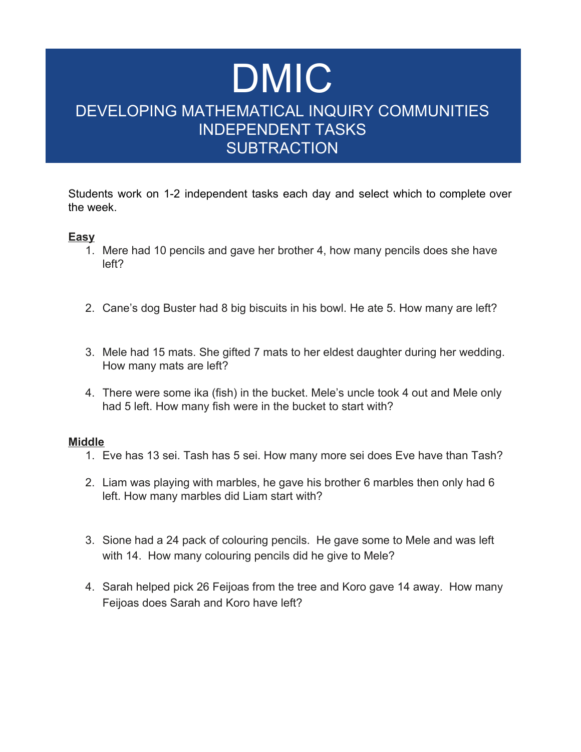# DMIC

## DEVELOPING MATHEMATICAL INQUIRY COMMUNITIES
## INDEPENDENT TASKS
## SUBTRACTION

Students work on 1-2 independent tasks each day and select which to complete over the week.

**Easy**

1. Mere had 10 pencils and gave her brother 4, how many pencils does she have left?

2. Cane's dog Buster had 8 big biscuits in his bowl. He ate 5. How many are left?

3. Mele had 15 mats. She gifted 7 mats to her eldest daughter during her wedding. How many mats are left?

4. There were some ika (fish) in the bucket. Mele's uncle took 4 out and Mele only had 5 left. How many fish were in the bucket to start with?

**Middle**

1. Eve has 13 sei. Tash has 5 sei. How many more sei does Eve have than Tash?

2. Liam was playing with marbles, he gave his brother 6 marbles then only had 6 left. How many marbles did Liam start with?

3. Sione had a 24 pack of colouring pencils. He gave some to Mele and was left with 14. How many colouring pencils did he give to Mele?

4. Sarah helped pick 26 Feijoas from the tree and Koro gave 14 away. How many Feijoas does Sarah and Koro have left?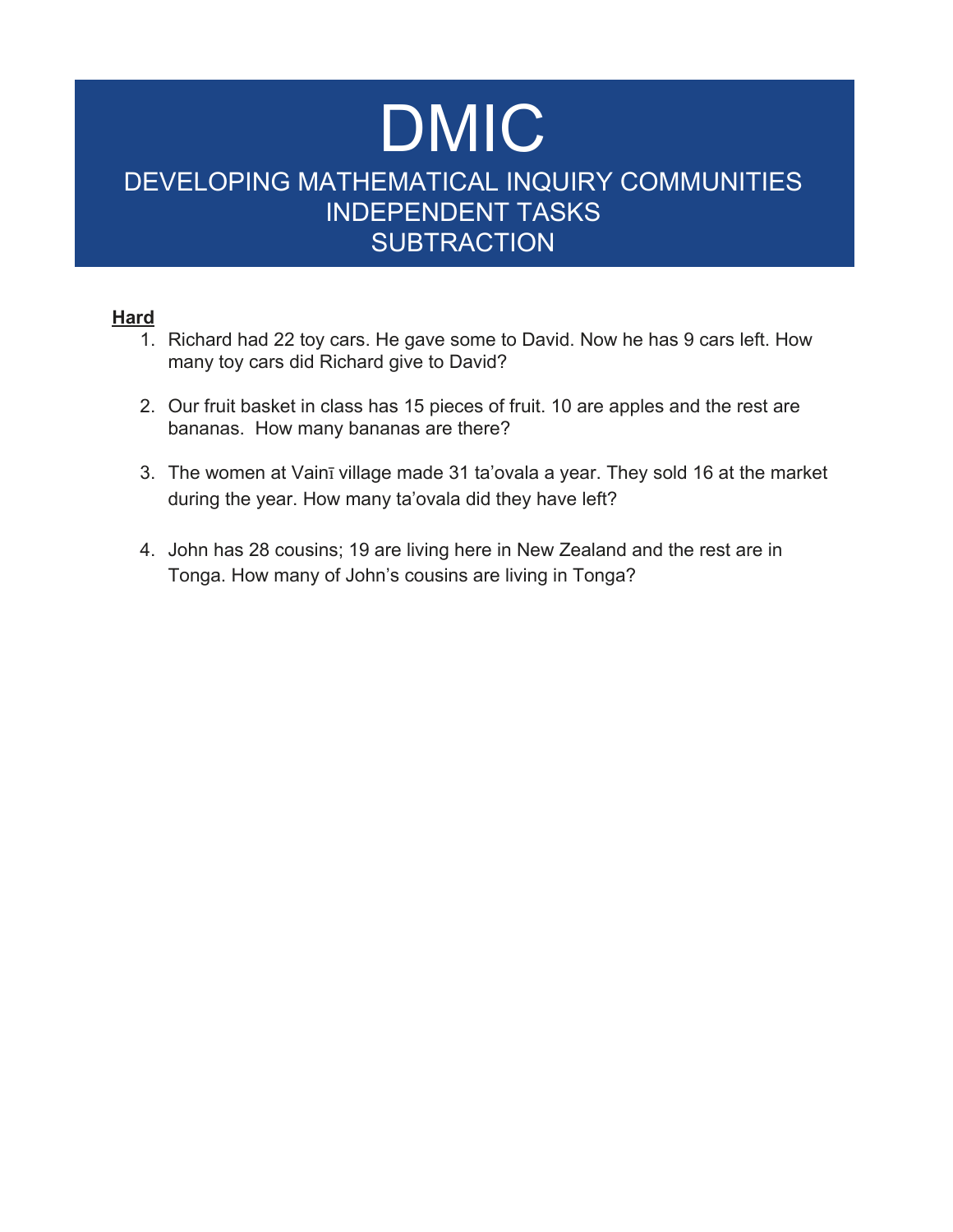# DMIC

## DEVELOPING MATHEMATICAL INQUIRY COMMUNITIES
## INDEPENDENT TASKS
## SUBTRACTION

**Hard**

1. Richard had 22 toy cars. He gave some to David. Now he has 9 cars left. How many toy cars did Richard give to David?

2. Our fruit basket in class has 15 pieces of fruit. 10 are apples and the rest are bananas. How many bananas are there?

3. The women at Vainī village made 31 ta'ovala a year. They sold 16 at the market during the year. How many ta'ovala did they have left?

4. John has 28 cousins; 19 are living here in New Zealand and the rest are in Tonga. How many of John's cousins are living in Tonga?